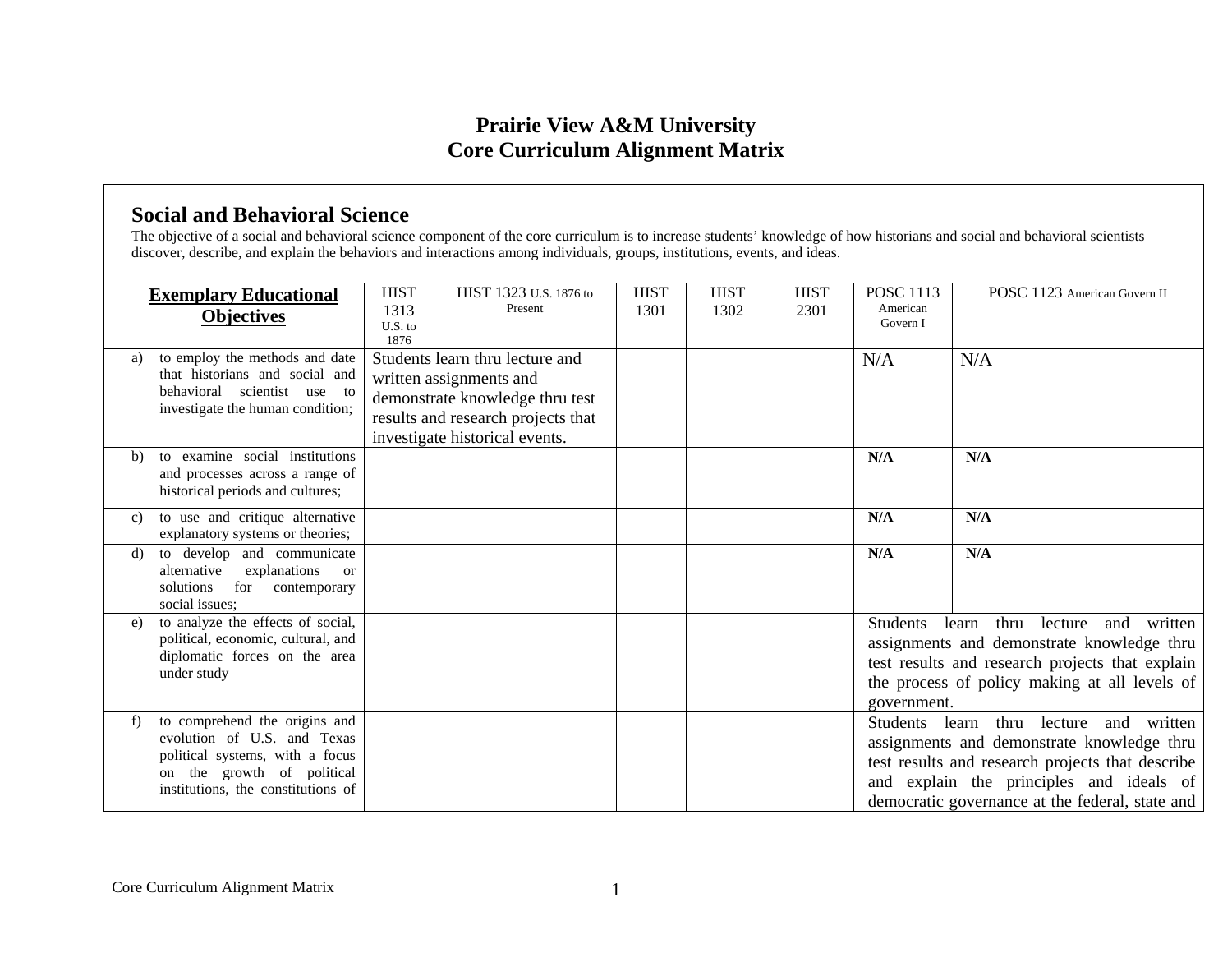# Prairie View A&M University
# Core Curriculum Alignment Matrix

## Social and Behavioral Science

The objective of a social and behavioral science component of the core curriculum is to increase students' knowledge of how historians and social and behavioral scientists discover, describe, and explain the behaviors and interactions among individuals, groups, institutions, events, and ideas.

| **Exemplary Educational Objectives** | HIST 1313 U.S. to 1876 | HIST 1323 U.S. 1876 to Present | HIST 1301 | HIST 1302 | HIST 2301 | POSC 1113 American Govern I | POSC 1123 American Govern II |
|---|---|---|---|---|---|---|---|
| a) to employ the methods and date that historians and social and behavioral scientist use to investigate the human condition; | Students learn thru lecture and written assignments and demonstrate knowledge thru test results and research projects that investigate historical events. | | | | | N/A | N/A |
| b) to examine social institutions and processes across a range of historical periods and cultures; | | | | | | **N/A** | **N/A** |
| c) to use and critique alternative explanatory systems or theories; | | | | | | **N/A** | **N/A** |
| d) to develop and communicate alternative explanations or solutions for contemporary social issues; | | | | | | **N/A** | **N/A** |
| e) to analyze the effects of social, political, economic, cultural, and diplomatic forces on the area under study | | | | | | Students learn thru lecture and written assignments and demonstrate knowledge thru test results and research projects that explain the process of policy making at all levels of government. | |
| f) to comprehend the origins and evolution of U.S. and Texas political systems, with a focus on the growth of political institutions, the constitutions of | | | | | | Students learn thru lecture and written assignments and demonstrate knowledge thru test results and research projects that describe and explain the principles and ideals of democratic governance at the federal, state and | |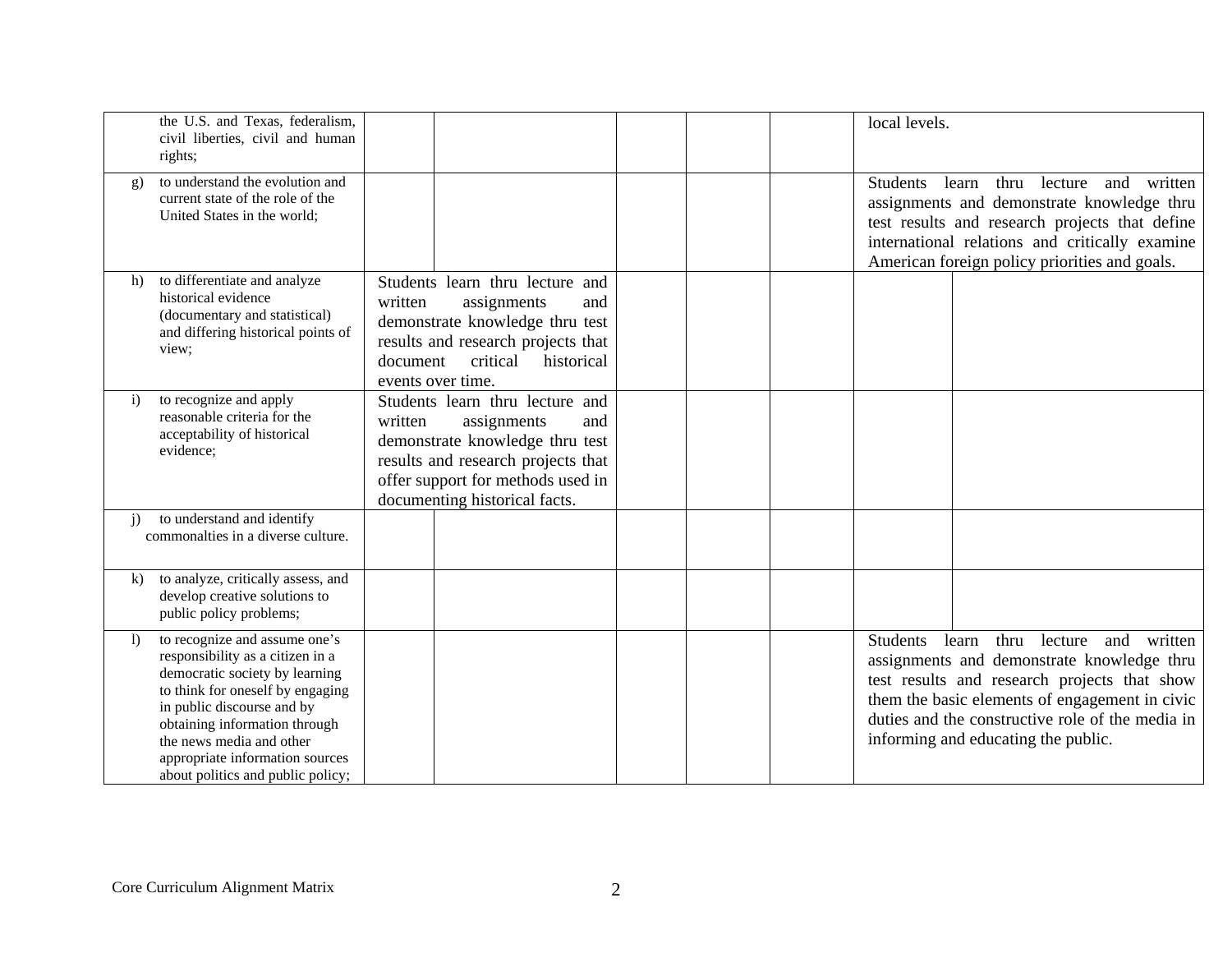| the U.S. and Texas, federalism, civil liberties, civil and human rights; | | | | | | local levels. | |
|---|---|---|---|---|---|---|---|
| g) to understand the evolution and current state of the role of the United States in the world; | | | | | | Students learn thru lecture and written assignments and demonstrate knowledge thru test results and research projects that define international relations and critically examine American foreign policy priorities and goals. | |
| h) to differentiate and analyze historical evidence (documentary and statistical) and differing historical points of view; | Students learn thru lecture and written assignments and demonstrate knowledge thru test results and research projects that document critical historical events over time. | | | | | | |
| i) to recognize and apply reasonable criteria for the acceptability of historical evidence; | Students learn thru lecture and written assignments and demonstrate knowledge thru test results and research projects that offer support for methods used in documenting historical facts. | | | | | | |
| j) to understand and identify commonalties in a diverse culture. | | | | | | | |
| k) to analyze, critically assess, and develop creative solutions to public policy problems; | | | | | | | |
| l) to recognize and assume one's responsibility as a citizen in a democratic society by learning to think for oneself by engaging in public discourse and by obtaining information through the news media and other appropriate information sources about politics and public policy; | | | | | | Students learn thru lecture and written assignments and demonstrate knowledge thru test results and research projects that show them the basic elements of engagement in civic duties and the constructive role of the media in informing and educating the public. | |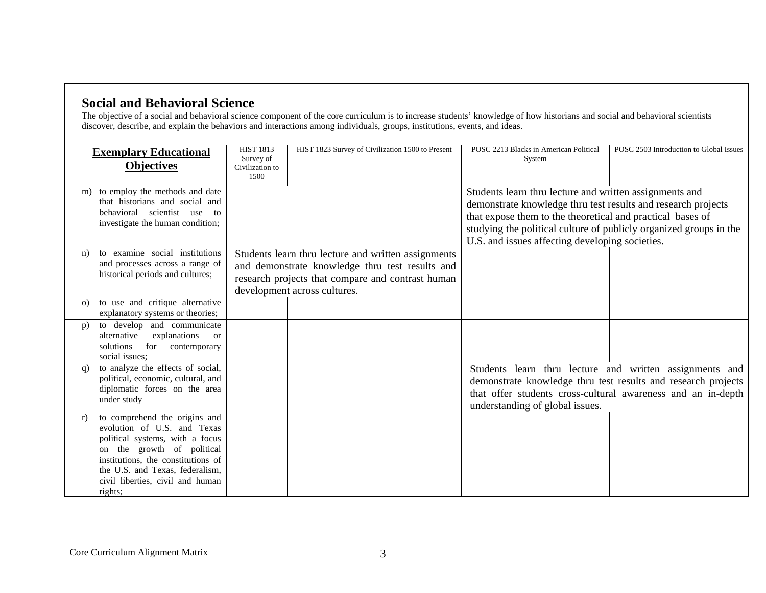## Social and Behavioral Science

The objective of a social and behavioral science component of the core curriculum is to increase students' knowledge of how historians and social and behavioral scientists discover, describe, and explain the behaviors and interactions among individuals, groups, institutions, events, and ideas.

| **Exemplary Educational Objectives** | HIST 1813 Survey of Civilization to 1500 | HIST 1823 Survey of Civilization 1500 to Present | POSC 2213 Blacks in American Political System | POSC 2503 Introduction to Global Issues |
|---|---|---|---|---|
| m) to employ the methods and date that historians and social and behavioral scientist use to investigate the human condition; | | | Students learn thru lecture and written assignments and demonstrate knowledge thru test results and research projects that expose them to the theoretical and practical bases of studying the political culture of publicly organized groups in the U.S. and issues affecting developing societies. | |
| n) to examine social institutions and processes across a range of historical periods and cultures; | Students learn thru lecture and written assignments and demonstrate knowledge thru test results and research projects that compare and contrast human development across cultures. | | | |
| o) to use and critique alternative explanatory systems or theories; | | | | |
| p) to develop and communicate alternative explanations or solutions for contemporary social issues; | | | | |
| q) to analyze the effects of social, political, economic, cultural, and diplomatic forces on the area under study | | | Students learn thru lecture and written assignments and demonstrate knowledge thru test results and research projects that offer students cross-cultural awareness and an in-depth understanding of global issues. | |
| r) to comprehend the origins and evolution of U.S. and Texas political systems, with a focus on the growth of political institutions, the constitutions of the U.S. and Texas, federalism, civil liberties, civil and human rights; | | | | |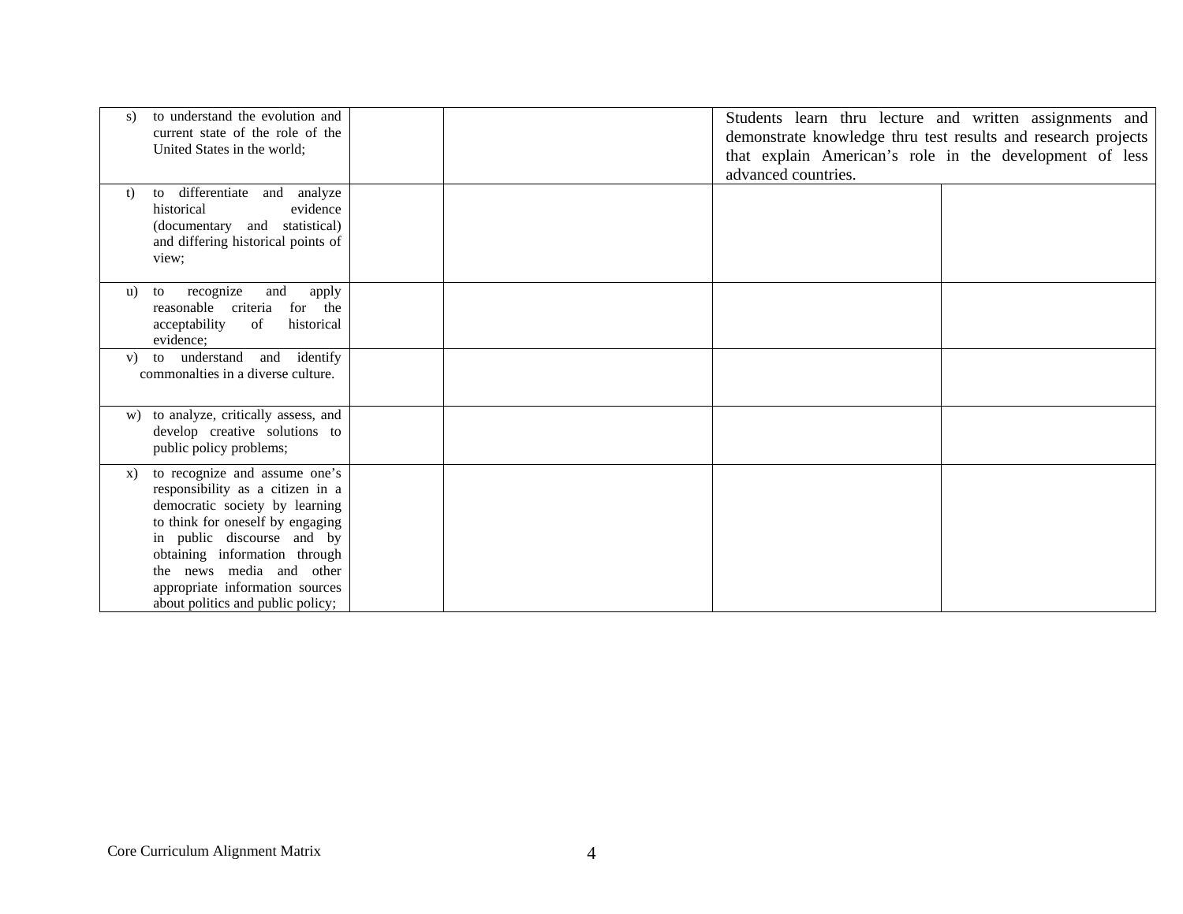| | | | | |
|---|---|---|---|---|
| s) to understand the evolution and current state of the role of the United States in the world; | | | Students learn thru lecture and written assignments and demonstrate knowledge thru test results and research projects that explain American's role in the development of less advanced countries. | |
| t) to differentiate and analyze historical evidence (documentary and statistical) and differing historical points of view; | | | | |
| u) to recognize and apply reasonable criteria for the acceptability of historical evidence; | | | | |
| v) to understand and identify commonalties in a diverse culture. | | | | |
| w) to analyze, critically assess, and develop creative solutions to public policy problems; | | | | |
| x) to recognize and assume one's responsibility as a citizen in a democratic society by learning to think for oneself by engaging in public discourse and by obtaining information through the news media and other appropriate information sources about politics and public policy; | | | | |